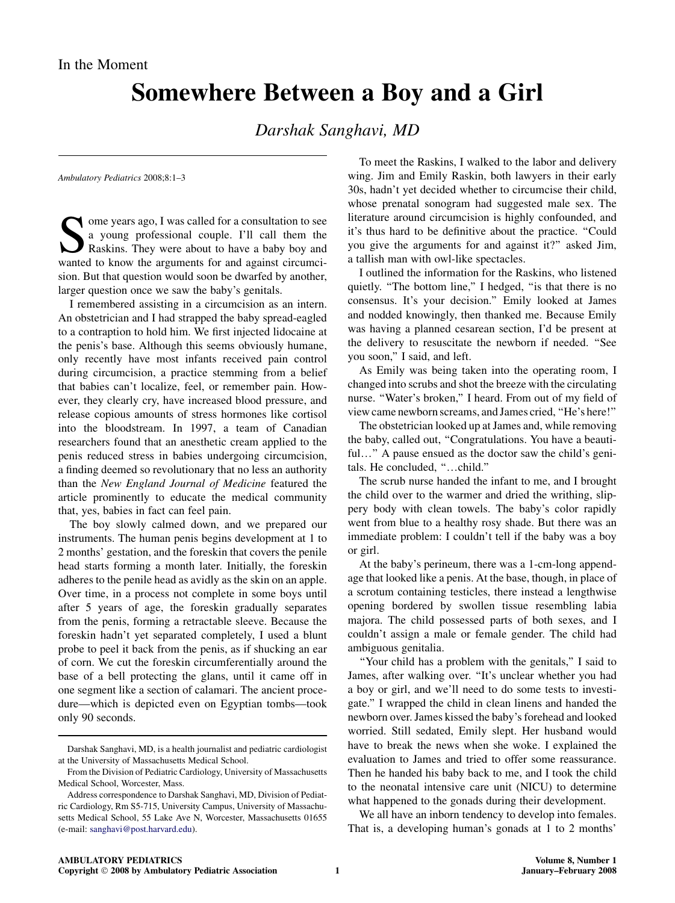In the Moment

# Somewhere Between a Boy and a Girl

*Darshak Sanghavi, MD*

*Ambulatory Pediatrics* 2008;8:1–3

Some years ago, I was called for a consultation to see a young professional couple. I'll call them the Raskins. They were about to have a baby boy and wanted to know the arguments for and against circumcision. But that question would soon be dwarfed by another, larger question once we saw the baby's genitals.

I remembered assisting in a circumcision as an intern. An obstetrician and I had strapped the baby spread-eagled to a contraption to hold him. We first injected lidocaine at the penis's base. Although this seems obviously humane, only recently have most infants received pain control during circumcision, a practice stemming from a belief that babies can't localize, feel, or remember pain. However, they clearly cry, have increased blood pressure, and release copious amounts of stress hormones like cortisol into the bloodstream. In 1997, a team of Canadian researchers found that an anesthetic cream applied to the penis reduced stress in babies undergoing circumcision, a finding deemed so revolutionary that no less an authority than the *New England Journal of Medicine* featured the article prominently to educate the medical community that, yes, babies in fact can feel pain.

The boy slowly calmed down, and we prepared our instruments. The human penis begins development at 1 to 2 months' gestation, and the foreskin that covers the penile head starts forming a month later. Initially, the foreskin adheres to the penile head as avidly as the skin on an apple. Over time, in a process not complete in some boys until after 5 years of age, the foreskin gradually separates from the penis, forming a retractable sleeve. Because the foreskin hadn't yet separated completely, I used a blunt probe to peel it back from the penis, as if shucking an ear of corn. We cut the foreskin circumferentially around the base of a bell protecting the glans, until it came off in one segment like a section of calamari. The ancient procedure—which is depicted even on Egyptian tombs—took only 90 seconds.

To meet the Raskins, I walked to the labor and delivery wing. Jim and Emily Raskin, both lawyers in their early 30s, hadn't yet decided whether to circumcise their child, whose prenatal sonogram had suggested male sex. The literature around circumcision is highly confounded, and it's thus hard to be definitive about the practice. "Could you give the arguments for and against it?" asked Jim, a tallish man with owl-like spectacles.

I outlined the information for the Raskins, who listened quietly. "The bottom line," I hedged, "is that there is no consensus. It's your decision." Emily looked at James and nodded knowingly, then thanked me. Because Emily was having a planned cesarean section, I'd be present at the delivery to resuscitate the newborn if needed. "See you soon," I said, and left.

As Emily was being taken into the operating room, I changed into scrubs and shot the breeze with the circulating nurse. "Water's broken," I heard. From out of my field of view came newborn screams, and James cried, "He's here!"

The obstetrician looked up at James and, while removing the baby, called out, "Congratulations. You have a beautiful…" A pause ensued as the doctor saw the child's genitals. He concluded, "…child."

The scrub nurse handed the infant to me, and I brought the child over to the warmer and dried the writhing, slippery body with clean towels. The baby's color rapidly went from blue to a healthy rosy shade. But there was an immediate problem: I couldn't tell if the baby was a boy or girl.

At the baby's perineum, there was a 1-cm-long appendage that looked like a penis. At the base, though, in place of a scrotum containing testicles, there instead a lengthwise opening bordered by swollen tissue resembling labia majora. The child possessed parts of both sexes, and I couldn't assign a male or female gender. The child had ambiguous genitalia.

"Your child has a problem with the genitals," I said to James, after walking over. "It's unclear whether you had a boy or girl, and we'll need to do some tests to investigate." I wrapped the child in clean linens and handed the newborn over. James kissed the baby's forehead and looked worried. Still sedated, Emily slept. Her husband would have to break the news when she woke. I explained the evaluation to James and tried to offer some reassurance. Then he handed his baby back to me, and I took the child to the neonatal intensive care unit (NICU) to determine what happened to the gonads during their development.

We all have an inborn tendency to develop into females. That is, a developing human's gonads at 1 to 2 months'

---

Darshak Sanghavi, MD, is a health journalist and pediatric cardiologist at the University of Massachusetts Medical School.

From the Division of Pediatric Cardiology, University of Massachusetts Medical School, Worcester, Mass.

Address correspondence to Darshak Sanghavi, MD, Division of Pediatric Cardiology, Rm S5-715, University Campus, University of Massachusetts Medical School, 55 Lake Ave N, Worcester, Massachusetts 01655 (e-mail: sanghavi@post.harvard.edu).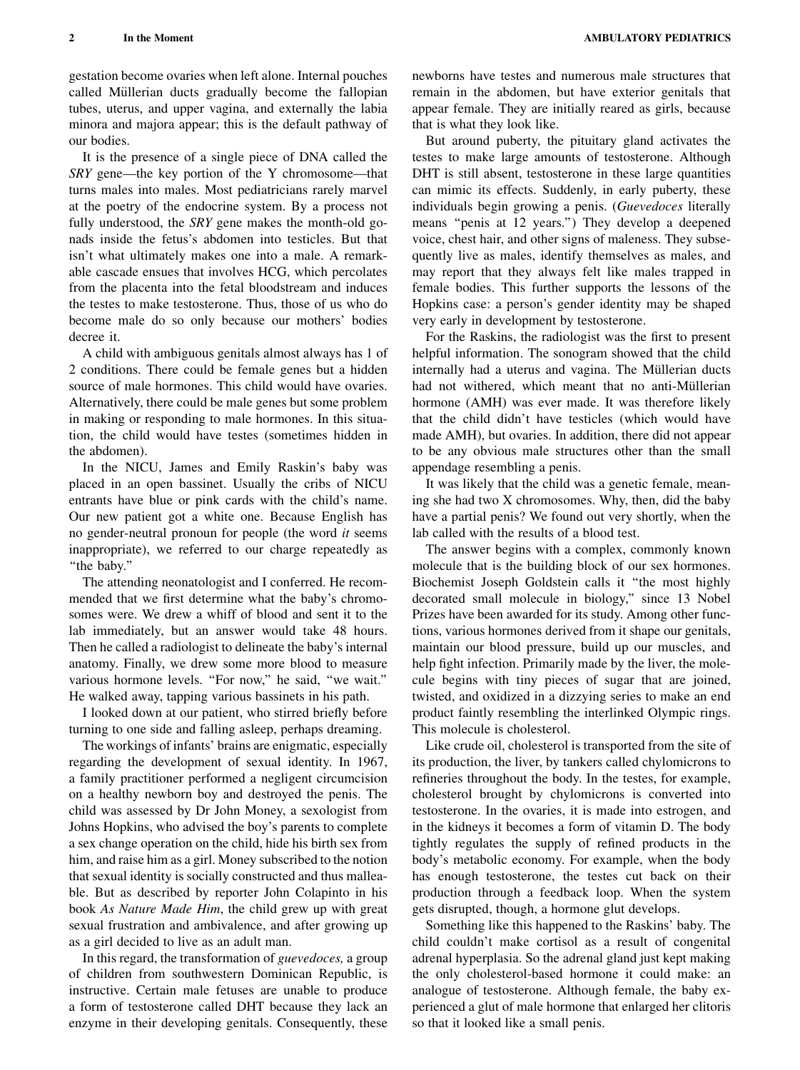gestation become ovaries when left alone. Internal pouches called Müllerian ducts gradually become the fallopian tubes, uterus, and upper vagina, and externally the labia minora and majora appear; this is the default pathway of our bodies.

It is the presence of a single piece of DNA called the *SRY* gene—the key portion of the Y chromosome—that turns males into males. Most pediatricians rarely marvel at the poetry of the endocrine system. By a process not fully understood, the *SRY* gene makes the month-old gonads inside the fetus's abdomen into testicles. But that isn't what ultimately makes one into a male. A remarkable cascade ensues that involves HCG, which percolates from the placenta into the fetal bloodstream and induces the testes to make testosterone. Thus, those of us who do become male do so only because our mothers' bodies decree it.

A child with ambiguous genitals almost always has 1 of 2 conditions. There could be female genes but a hidden source of male hormones. This child would have ovaries. Alternatively, there could be male genes but some problem in making or responding to male hormones. In this situation, the child would have testes (sometimes hidden in the abdomen).

In the NICU, James and Emily Raskin's baby was placed in an open bassinet. Usually the cribs of NICU entrants have blue or pink cards with the child's name. Our new patient got a white one. Because English has no gender-neutral pronoun for people (the word *it* seems inappropriate), we referred to our charge repeatedly as "the baby."

The attending neonatologist and I conferred. He recommended that we first determine what the baby's chromosomes were. We drew a whiff of blood and sent it to the lab immediately, but an answer would take 48 hours. Then he called a radiologist to delineate the baby's internal anatomy. Finally, we drew some more blood to measure various hormone levels. "For now," he said, "we wait." He walked away, tapping various bassinets in his path.

I looked down at our patient, who stirred briefly before turning to one side and falling asleep, perhaps dreaming.

The workings of infants' brains are enigmatic, especially regarding the development of sexual identity. In 1967, a family practitioner performed a negligent circumcision on a healthy newborn boy and destroyed the penis. The child was assessed by Dr John Money, a sexologist from Johns Hopkins, who advised the boy's parents to complete a sex change operation on the child, hide his birth sex from him, and raise him as a girl. Money subscribed to the notion that sexual identity is socially constructed and thus malleable. But as described by reporter John Colapinto in his book *As Nature Made Him*, the child grew up with great sexual frustration and ambivalence, and after growing up as a girl decided to live as an adult man.

In this regard, the transformation of *guevedoces,* a group of children from southwestern Dominican Republic, is instructive. Certain male fetuses are unable to produce a form of testosterone called DHT because they lack an enzyme in their developing genitals. Consequently, these newborns have testes and numerous male structures that remain in the abdomen, but have exterior genitals that appear female. They are initially reared as girls, because that is what they look like.

But around puberty, the pituitary gland activates the testes to make large amounts of testosterone. Although DHT is still absent, testosterone in these large quantities can mimic its effects. Suddenly, in early puberty, these individuals begin growing a penis. (*Guevedoces* literally means "penis at 12 years.") They develop a deepened voice, chest hair, and other signs of maleness. They subsequently live as males, identify themselves as males, and may report that they always felt like males trapped in female bodies. This further supports the lessons of the Hopkins case: a person's gender identity may be shaped very early in development by testosterone.

For the Raskins, the radiologist was the first to present helpful information. The sonogram showed that the child internally had a uterus and vagina. The Müllerian ducts had not withered, which meant that no anti-Müllerian hormone (AMH) was ever made. It was therefore likely that the child didn't have testicles (which would have made AMH), but ovaries. In addition, there did not appear to be any obvious male structures other than the small appendage resembling a penis.

It was likely that the child was a genetic female, meaning she had two X chromosomes. Why, then, did the baby have a partial penis? We found out very shortly, when the lab called with the results of a blood test.

The answer begins with a complex, commonly known molecule that is the building block of our sex hormones. Biochemist Joseph Goldstein calls it "the most highly decorated small molecule in biology," since 13 Nobel Prizes have been awarded for its study. Among other functions, various hormones derived from it shape our genitals, maintain our blood pressure, build up our muscles, and help fight infection. Primarily made by the liver, the molecule begins with tiny pieces of sugar that are joined, twisted, and oxidized in a dizzying series to make an end product faintly resembling the interlinked Olympic rings. This molecule is cholesterol.

Like crude oil, cholesterol is transported from the site of its production, the liver, by tankers called chylomicrons to refineries throughout the body. In the testes, for example, cholesterol brought by chylomicrons is converted into testosterone. In the ovaries, it is made into estrogen, and in the kidneys it becomes a form of vitamin D. The body tightly regulates the supply of refined products in the body's metabolic economy. For example, when the body has enough testosterone, the testes cut back on their production through a feedback loop. When the system gets disrupted, though, a hormone glut develops.

Something like this happened to the Raskins' baby. The child couldn't make cortisol as a result of congenital adrenal hyperplasia. So the adrenal gland just kept making the only cholesterol-based hormone it could make: an analogue of testosterone. Although female, the baby experienced a glut of male hormone that enlarged her clitoris so that it looked like a small penis.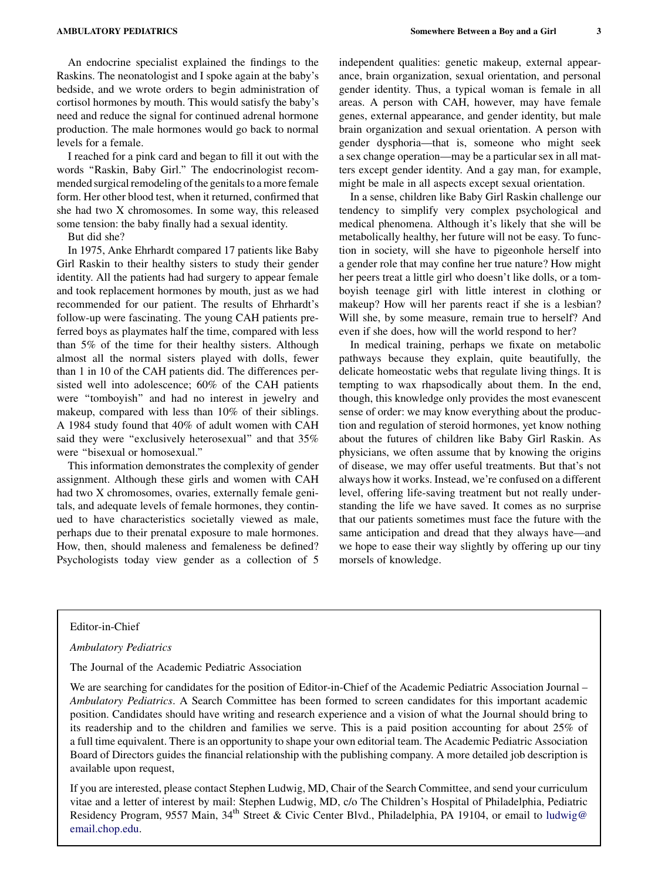An endocrine specialist explained the findings to the Raskins. The neonatologist and I spoke again at the baby's bedside, and we wrote orders to begin administration of cortisol hormones by mouth. This would satisfy the baby's need and reduce the signal for continued adrenal hormone production. The male hormones would go back to normal levels for a female.

I reached for a pink card and began to fill it out with the words "Raskin, Baby Girl." The endocrinologist recommended surgical remodeling of the genitals to a more female form. Her other blood test, when it returned, confirmed that she had two X chromosomes. In some way, this released some tension: the baby finally had a sexual identity.

But did she?

In 1975, Anke Ehrhardt compared 17 patients like Baby Girl Raskin to their healthy sisters to study their gender identity. All the patients had had surgery to appear female and took replacement hormones by mouth, just as we had recommended for our patient. The results of Ehrhardt's follow-up were fascinating. The young CAH patients preferred boys as playmates half the time, compared with less than 5% of the time for their healthy sisters. Although almost all the normal sisters played with dolls, fewer than 1 in 10 of the CAH patients did. The differences persisted well into adolescence; 60% of the CAH patients were "tomboyish" and had no interest in jewelry and makeup, compared with less than 10% of their siblings. A 1984 study found that 40% of adult women with CAH said they were "exclusively heterosexual" and that 35% were "bisexual or homosexual."

This information demonstrates the complexity of gender assignment. Although these girls and women with CAH had two X chromosomes, ovaries, externally female genitals, and adequate levels of female hormones, they continued to have characteristics societally viewed as male, perhaps due to their prenatal exposure to male hormones. How, then, should maleness and femaleness be defined? Psychologists today view gender as a collection of 5 independent qualities: genetic makeup, external appearance, brain organization, sexual orientation, and personal gender identity. Thus, a typical woman is female in all areas. A person with CAH, however, may have female genes, external appearance, and gender identity, but male brain organization and sexual orientation. A person with gender dysphoria—that is, someone who might seek a sex change operation—may be a particular sex in all matters except gender identity. And a gay man, for example, might be male in all aspects except sexual orientation.

In a sense, children like Baby Girl Raskin challenge our tendency to simplify very complex psychological and medical phenomena. Although it's likely that she will be metabolically healthy, her future will not be easy. To function in society, will she have to pigeonhole herself into a gender role that may confine her true nature? How might her peers treat a little girl who doesn't like dolls, or a tomboyish teenage girl with little interest in clothing or makeup? How will her parents react if she is a lesbian? Will she, by some measure, remain true to herself? And even if she does, how will the world respond to her?

In medical training, perhaps we fixate on metabolic pathways because they explain, quite beautifully, the delicate homeostatic webs that regulate living things. It is tempting to wax rhapsodically about them. In the end, though, this knowledge only provides the most evanescent sense of order: we may know everything about the production and regulation of steroid hormones, yet know nothing about the futures of children like Baby Girl Raskin. As physicians, we often assume that by knowing the origins of disease, we may offer useful treatments. But that's not always how it works. Instead, we're confused on a different level, offering life-saving treatment but not really understanding the life we have saved. It comes as no surprise that our patients sometimes must face the future with the same anticipation and dread that they always have—and we hope to ease their way slightly by offering up our tiny morsels of knowledge.

---

Editor-in-Chief

*Ambulatory Pediatrics*

The Journal of the Academic Pediatric Association

We are searching for candidates for the position of Editor-in-Chief of the Academic Pediatric Association Journal – *Ambulatory Pediatrics*. A Search Committee has been formed to screen candidates for this important academic position. Candidates should have writing and research experience and a vision of what the Journal should bring to its readership and to the children and families we serve. This is a paid position accounting for about 25% of a full time equivalent. There is an opportunity to shape your own editorial team. The Academic Pediatric Association Board of Directors guides the financial relationship with the publishing company. A more detailed job description is available upon request,

If you are interested, please contact Stephen Ludwig, MD, Chair of the Search Committee, and send your curriculum vitae and a letter of interest by mail: Stephen Ludwig, MD, c/o The Children's Hospital of Philadelphia, Pediatric Residency Program, 9557 Main, 34th Street & Civic Center Blvd., Philadelphia, PA 19104, or email to ludwig@email.chop.edu.